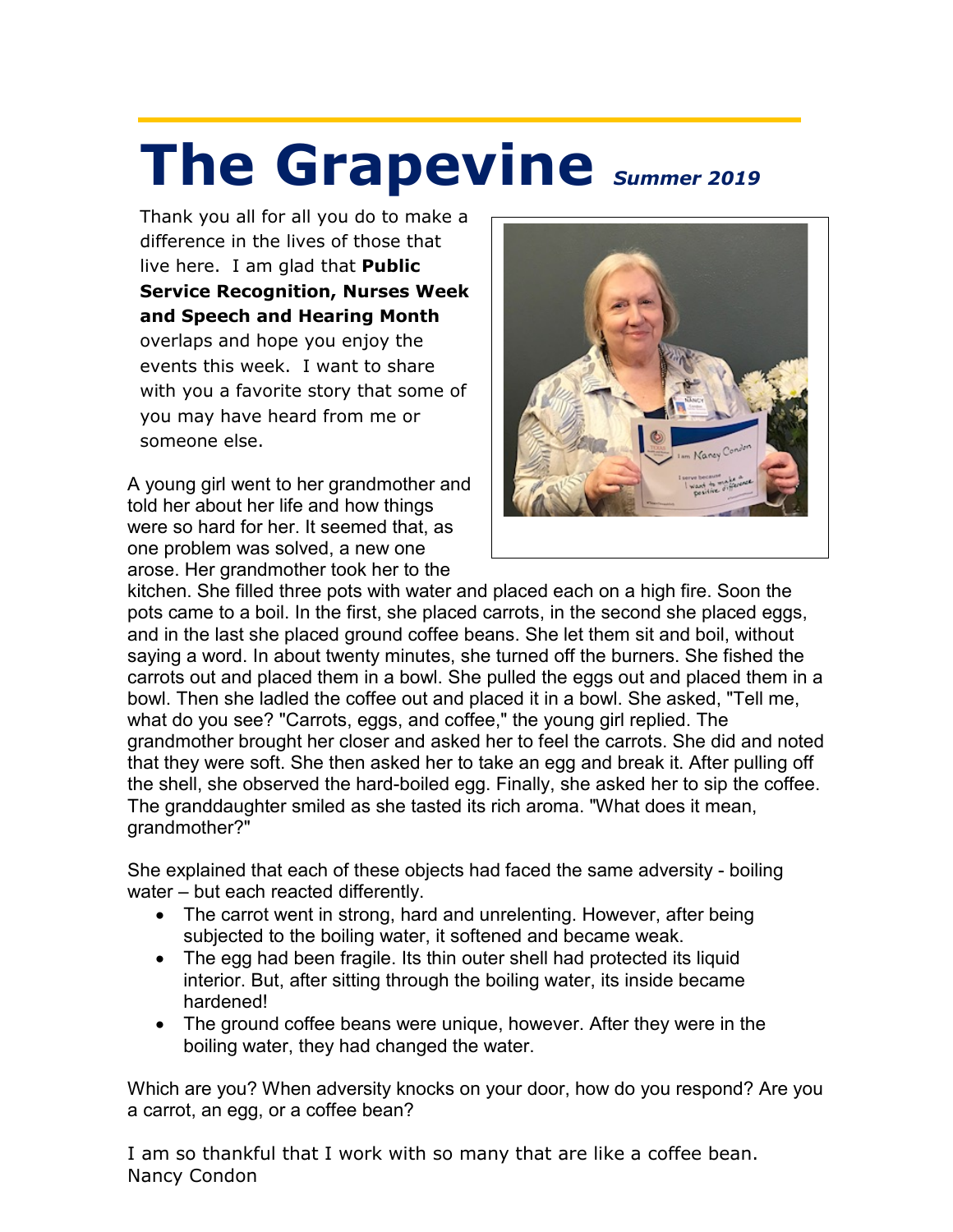# The Grapevine *Summer 2019*

Thank you all for all you do to make a difference in the lives of those that live here. I am glad that **Public Service Recognition, Nurses Week and Speech and Hearing Month** overlaps and hope you enjoy the events this week. I want to share with you a favorite story that some of you may have heard from me or someone else.

A young girl went to her grandmother and told her about her life and how things were so hard for her. It seemed that, as one problem was solved, a new one arose. Her grandmother took her to the kitchen. She filled three pots with water and placed each on a high fire. Soon the pots came to a boil. In the first, she placed carrots, in the second she placed eggs, and in the last she placed ground coffee beans. She let them sit and boil, without saying a word. In about twenty minutes, she turned off the burners. She fished the carrots out and placed them in a bowl. She pulled the eggs out and placed them in a bowl. Then she ladled the coffee out and placed it in a bowl. She asked, "Tell me, what do you see? "Carrots, eggs, and coffee," the young girl replied. The grandmother brought her closer and asked her to feel the carrots. She did and noted that they were soft. She then asked her to take an egg and break it. After pulling off the shell, she observed the hard-boiled egg. Finally, she asked her to sip the coffee. The granddaughter smiled as she tasted its rich aroma. "What does it mean, grandmother?"

She explained that each of these objects had faced the same adversity - boiling water – but each reacted differently.

- The carrot went in strong, hard and unrelenting. However, after being subjected to the boiling water, it softened and became weak.
- The egg had been fragile. Its thin outer shell had protected its liquid interior. But, after sitting through the boiling water, its inside became hardened!
- The ground coffee beans were unique, however. After they were in the boiling water, they had changed the water.

Which are you? When adversity knocks on your door, how do you respond? Are you a carrot, an egg, or a coffee bean?

I am so thankful that I work with so many that are like a coffee bean.
Nancy Condon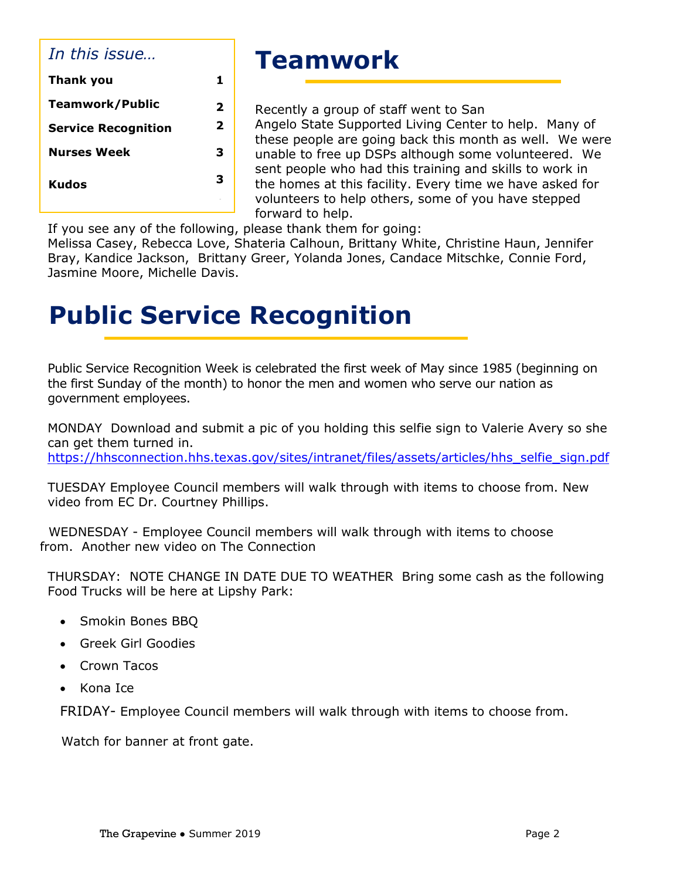*In this issue…*

| | |
|---|---|
| **Thank you** | **1** |
| **Teamwork/Public** | **2** |
| **Service Recognition** | **2** |
| **Nurses Week** | **3** |
| **Kudos** | **3** |

# Teamwork

Recently a group of staff went to San Angelo State Supported Living Center to help. Many of these people are going back this month as well. We were unable to free up DSPs although some volunteered. We sent people who had this training and skills to work in the homes at this facility. Every time we have asked for volunteers to help others, some of you have stepped forward to help.

If you see any of the following, please thank them for going:
Melissa Casey, Rebecca Love, Shateria Calhoun, Brittany White, Christine Haun, Jennifer Bray, Kandice Jackson, Brittany Greer, Yolanda Jones, Candace Mitschke, Connie Ford, Jasmine Moore, Michelle Davis.

# Public Service Recognition

Public Service Recognition Week is celebrated the first week of May since 1985 (beginning on the first Sunday of the month) to honor the men and women who serve our nation as government employees.

MONDAY Download and submit a pic of you holding this selfie sign to Valerie Avery so she can get them turned in.
https://hhsconnection.hhs.texas.gov/sites/intranet/files/assets/articles/hhs_selfie_sign.pdf

TUESDAY Employee Council members will walk through with items to choose from. New video from EC Dr. Courtney Phillips.

WEDNESDAY - Employee Council members will walk through with items to choose from. Another new video on The Connection

THURSDAY: NOTE CHANGE IN DATE DUE TO WEATHER Bring some cash as the following Food Trucks will be here at Lipshy Park:

- Smokin Bones BBQ
- Greek Girl Goodies
- Crown Tacos
- Kona Ice

FRIDAY- Employee Council members will walk through with items to choose from.

Watch for banner at front gate.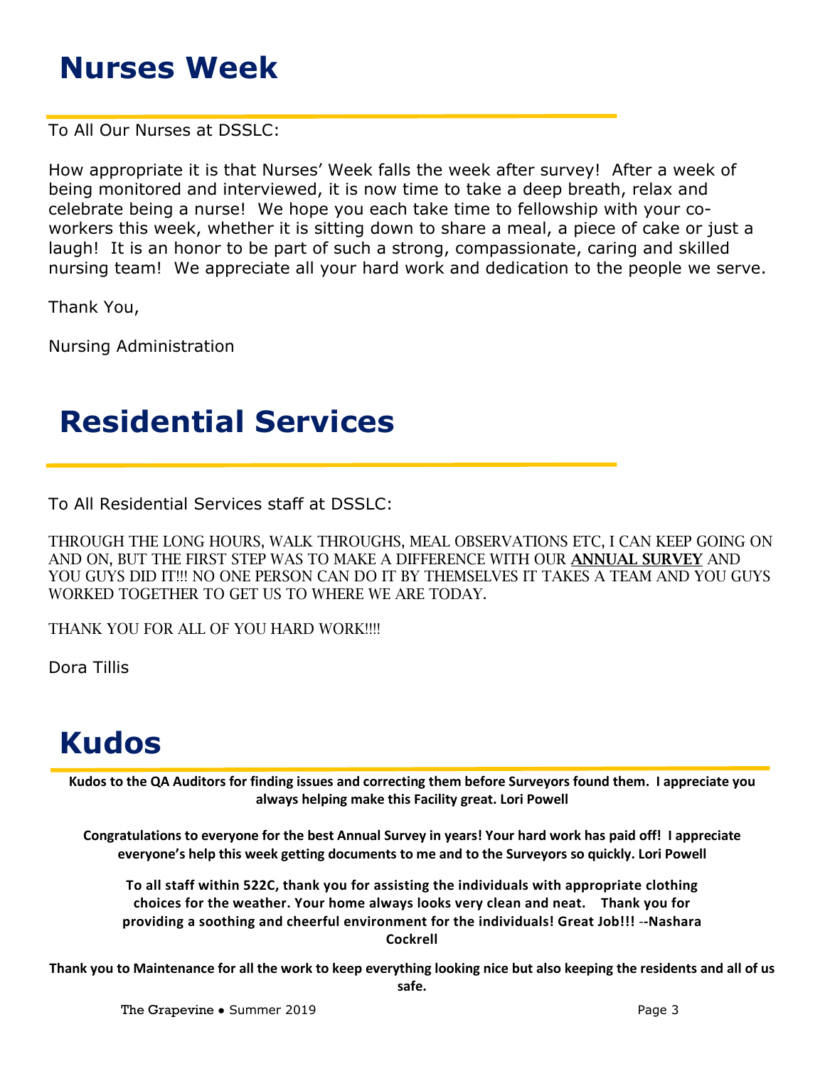# Nurses Week

To All Our Nurses at DSSLC:

How appropriate it is that Nurses' Week falls the week after survey! After a week of being monitored and interviewed, it is now time to take a deep breath, relax and celebrate being a nurse! We hope you each take time to fellowship with your co-workers this week, whether it is sitting down to share a meal, a piece of cake or just a laugh! It is an honor to be part of such a strong, compassionate, caring and skilled nursing team! We appreciate all your hard work and dedication to the people we serve.

Thank You,

Nursing Administration

# Residential Services

To All Residential Services staff at DSSLC:

THROUGH THE LONG HOURS, WALK THROUGHS, MEAL OBSERVATIONS ETC, I CAN KEEP GOING ON AND ON, BUT THE FIRST STEP WAS TO MAKE A DIFFERENCE WITH OUR **ANNUAL SURVEY** AND YOU GUYS DID IT!!! NO ONE PERSON CAN DO IT BY THEMSELVES IT TAKES A TEAM AND YOU GUYS WORKED TOGETHER TO GET US TO WHERE WE ARE TODAY.

THANK YOU FOR ALL OF YOU HARD WORK!!!!

Dora Tillis

# Kudos

**Kudos to the QA Auditors for finding issues and correcting them before Surveyors found them. I appreciate you always helping make this Facility great. Lori Powell**

**Congratulations to everyone for the best Annual Survey in years! Your hard work has paid off! I appreciate everyone's help this week getting documents to me and to the Surveyors so quickly. Lori Powell**

**To all staff within 522C, thank you for assisting the individuals with appropriate clothing choices for the weather. Your home always looks very clean and neat. Thank you for providing a soothing and cheerful environment for the individuals! Great Job!!! --Nashara Cockrell**

**Thank you to Maintenance for all the work to keep everything looking nice but also keeping the residents and all of us safe.**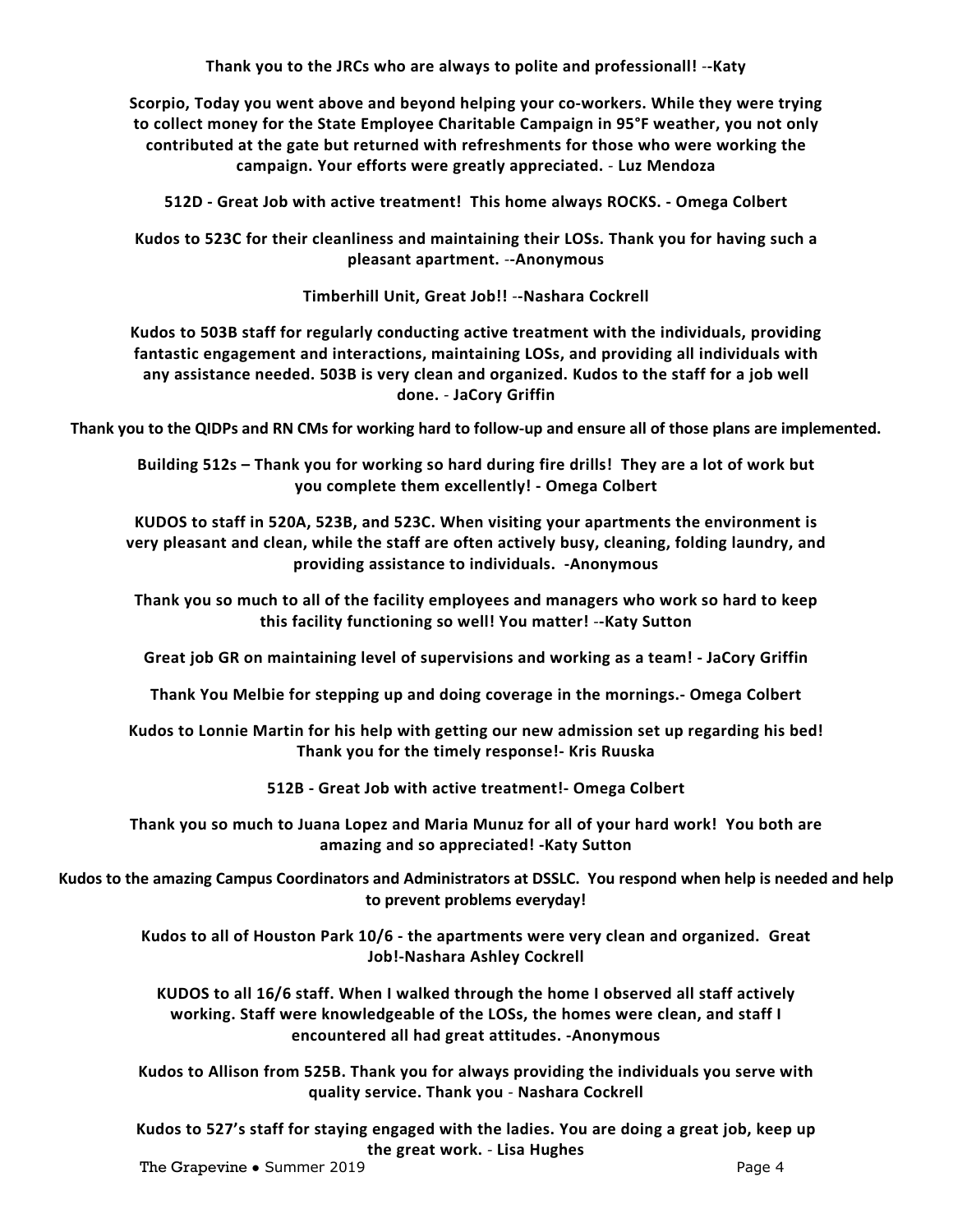**Thank you to the JRCs who are always to polite and professionall! --Katy**

**Scorpio, Today you went above and beyond helping your co-workers. While they were trying to collect money for the State Employee Charitable Campaign in 95°F weather, you not only contributed at the gate but returned with refreshments for those who were working the campaign. Your efforts were greatly appreciated. - Luz Mendoza**

**512D - Great Job with active treatment! This home always ROCKS. - Omega Colbert**

**Kudos to 523C for their cleanliness and maintaining their LOSs. Thank you for having such a pleasant apartment. --Anonymous**

**Timberhill Unit, Great Job!! --Nashara Cockrell**

**Kudos to 503B staff for regularly conducting active treatment with the individuals, providing fantastic engagement and interactions, maintaining LOSs, and providing all individuals with any assistance needed. 503B is very clean and organized. Kudos to the staff for a job well done. - JaCory Griffin**

**Thank you to the QIDPs and RN CMs for working hard to follow-up and ensure all of those plans are implemented.**

**Building 512s – Thank you for working so hard during fire drills! They are a lot of work but you complete them excellently! - Omega Colbert**

**KUDOS to staff in 520A, 523B, and 523C. When visiting your apartments the environment is very pleasant and clean, while the staff are often actively busy, cleaning, folding laundry, and providing assistance to individuals. -Anonymous**

**Thank you so much to all of the facility employees and managers who work so hard to keep this facility functioning so well! You matter! --Katy Sutton**

**Great job GR on maintaining level of supervisions and working as a team! - JaCory Griffin**

**Thank You Melbie for stepping up and doing coverage in the mornings.- Omega Colbert**

**Kudos to Lonnie Martin for his help with getting our new admission set up regarding his bed! Thank you for the timely response!- Kris Ruuska**

**512B - Great Job with active treatment!- Omega Colbert**

**Thank you so much to Juana Lopez and Maria Munuz for all of your hard work! You both are amazing and so appreciated! -Katy Sutton**

**Kudos to the amazing Campus Coordinators and Administrators at DSSLC. You respond when help is needed and help to prevent problems everyday!**

**Kudos to all of Houston Park 10/6 - the apartments were very clean and organized. Great Job!-Nashara Ashley Cockrell**

**KUDOS to all 16/6 staff. When I walked through the home I observed all staff actively working. Staff were knowledgeable of the LOSs, the homes were clean, and staff I encountered all had great attitudes. -Anonymous**

**Kudos to Allison from 525B. Thank you for always providing the individuals you serve with quality service. Thank you - Nashara Cockrell**

**Kudos to 527's staff for staying engaged with the ladies. You are doing a great job, keep up the great work. - Lisa Hughes**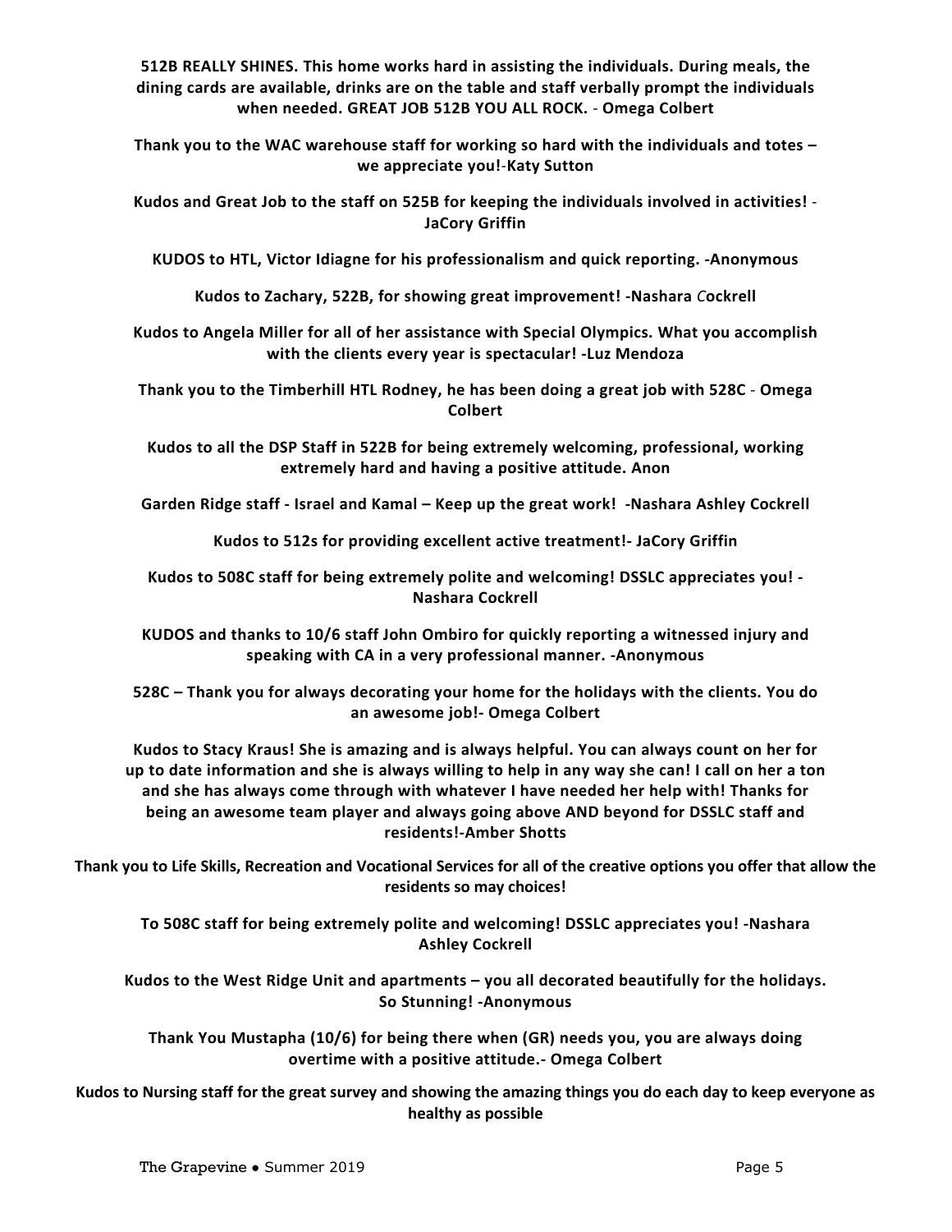**512B REALLY SHINES. This home works hard in assisting the individuals. During meals, the dining cards are available, drinks are on the table and staff verbally prompt the individuals when needed. GREAT JOB 512B YOU ALL ROCK.** - **Omega Colbert**

**Thank you to the WAC warehouse staff for working so hard with the individuals and totes – we appreciate you!**-**Katy Sutton**

**Kudos and Great Job to the staff on 525B for keeping the individuals involved in activities!** - **JaCory Griffin**

**KUDOS to HTL, Victor Idiagne for his professionalism and quick reporting. -Anonymous**

**Kudos to Zachary, 522B, for showing great improvement! -Nashara *C*ockrell**

**Kudos to Angela Miller for all of her assistance with Special Olympics. What you accomplish with the clients every year is spectacular! -Luz Mendoza**

**Thank you to the Timberhill HTL Rodney, he has been doing a great job with 528C** - **Omega Colbert**

**Kudos to all the DSP Staff in 522B for being extremely welcoming, professional, working extremely hard and having a positive attitude. Anon**

**Garden Ridge staff - Israel and Kamal – Keep up the great work! -Nashara Ashley Cockrell**

**Kudos to 512s for providing excellent active treatment!- JaCory Griffin**

**Kudos to 508C staff for being extremely polite and welcoming! DSSLC appreciates you! - Nashara Cockrell**

**KUDOS and thanks to 10/6 staff John Ombiro for quickly reporting a witnessed injury and speaking with CA in a very professional manner. -Anonymous**

**528C – Thank you for always decorating your home for the holidays with the clients. You do an awesome job!- Omega Colbert**

**Kudos to Stacy Kraus! She is amazing and is always helpful. You can always count on her for up to date information and she is always willing to help in any way she can! I call on her a ton and she has always come through with whatever I have needed her help with! Thanks for being an awesome team player and always going above AND beyond for DSSLC staff and residents!-Amber Shotts**

**Thank you to Life Skills, Recreation and Vocational Services for all of the creative options you offer that allow the residents so may choices!**

**To 508C staff for being extremely polite and welcoming! DSSLC appreciates you! -Nashara Ashley Cockrell**

**Kudos to the West Ridge Unit and apartments – you all decorated beautifully for the holidays. So Stunning! -Anonymous**

**Thank You Mustapha (10/6) for being there when (GR) needs you, you are always doing overtime with a positive attitude.- Omega Colbert**

**Kudos to Nursing staff for the great survey and showing the amazing things you do each day to keep everyone as healthy as possible**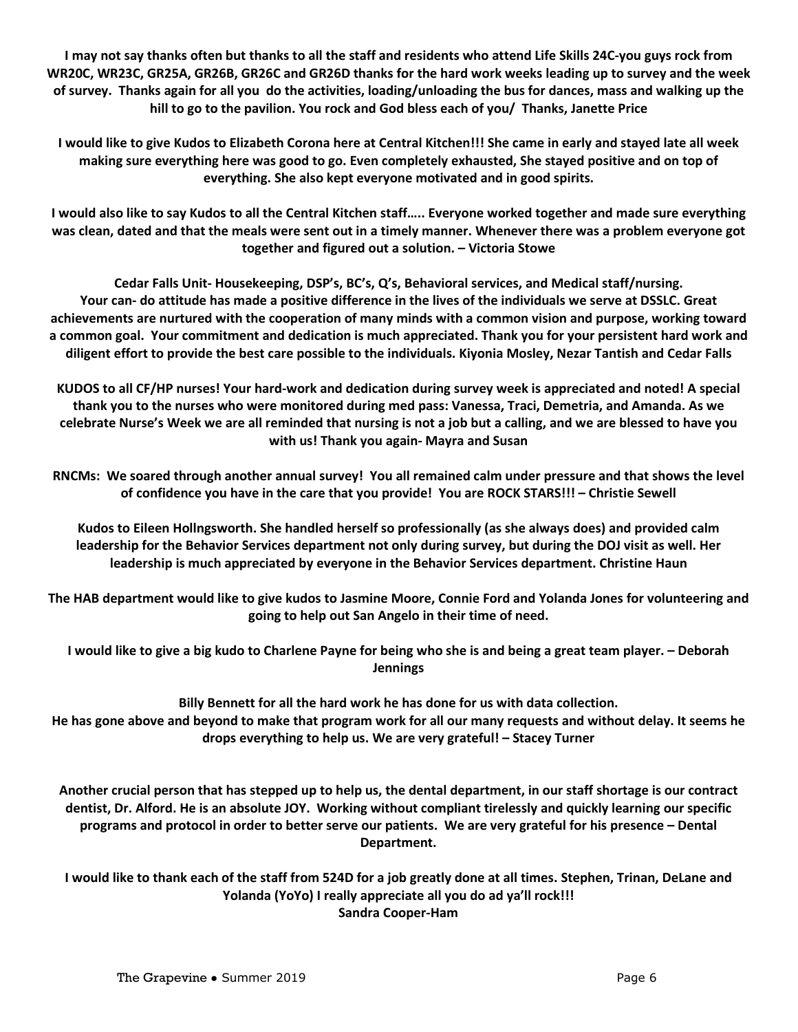**I may not say thanks often but thanks to all the staff and residents who attend Life Skills 24C-you guys rock from WR20C, WR23C, GR25A, GR26B, GR26C and GR26D thanks for the hard work weeks leading up to survey and the week of survey. Thanks again for all you do the activities, loading/unloading the bus for dances, mass and walking up the hill to go to the pavilion. You rock and God bless each of you/ Thanks, Janette Price**

**I would like to give Kudos to Elizabeth Corona here at Central Kitchen!!! She came in early and stayed late all week making sure everything here was good to go. Even completely exhausted, She stayed positive and on top of everything. She also kept everyone motivated and in good spirits.**

**I would also like to say Kudos to all the Central Kitchen staff….. Everyone worked together and made sure everything was clean, dated and that the meals were sent out in a timely manner. Whenever there was a problem everyone got together and figured out a solution. – Victoria Stowe**

**Cedar Falls Unit- Housekeeping, DSP's, BC's, Q's, Behavioral services, and Medical staff/nursing. Your can- do attitude has made a positive difference in the lives of the individuals we serve at DSSLC. Great achievements are nurtured with the cooperation of many minds with a common vision and purpose, working toward a common goal. Your commitment and dedication is much appreciated. Thank you for your persistent hard work and diligent effort to provide the best care possible to the individuals. Kiyonia Mosley, Nezar Tantish and Cedar Falls**

**KUDOS to all CF/HP nurses! Your hard-work and dedication during survey week is appreciated and noted! A special thank you to the nurses who were monitored during med pass: Vanessa, Traci, Demetria, and Amanda. As we celebrate Nurse's Week we are all reminded that nursing is not a job but a calling, and we are blessed to have you with us! Thank you again- Mayra and Susan**

**RNCMs: We soared through another annual survey! You all remained calm under pressure and that shows the level of confidence you have in the care that you provide! You are ROCK STARS!!! – Christie Sewell**

**Kudos to Eileen Hollngsworth. She handled herself so professionally (as she always does) and provided calm leadership for the Behavior Services department not only during survey, but during the DOJ visit as well. Her leadership is much appreciated by everyone in the Behavior Services department. Christine Haun**

**The HAB department would like to give kudos to Jasmine Moore, Connie Ford and Yolanda Jones for volunteering and going to help out San Angelo in their time of need.**

**I would like to give a big kudo to Charlene Payne for being who she is and being a great team player. – Deborah Jennings**

**Billy Bennett for all the hard work he has done for us with data collection.
He has gone above and beyond to make that program work for all our many requests and without delay. It seems he drops everything to help us. We are very grateful! – Stacey Turner**

**Another crucial person that has stepped up to help us, the dental department, in our staff shortage is our contract dentist, Dr. Alford. He is an absolute JOY. Working without compliant tirelessly and quickly learning our specific programs and protocol in order to better serve our patients. We are very grateful for his presence – Dental Department.**

**I would like to thank each of the staff from 524D for a job greatly done at all times. Stephen, Trinan, DeLane and Yolanda (YoYo) I really appreciate all you do ad ya'll rock!!!
Sandra Cooper-Ham**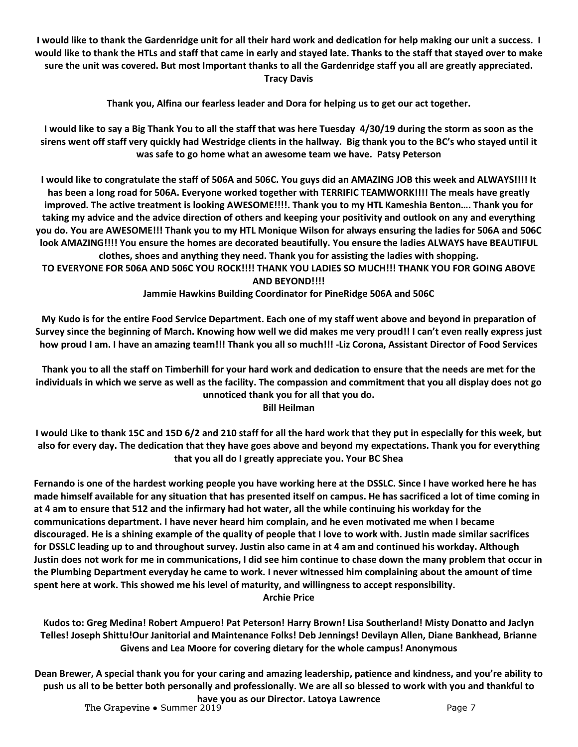**I would like to thank the Gardenridge unit for all their hard work and dedication for help making our unit a success. I would like to thank the HTLs and staff that came in early and stayed late. Thanks to the staff that stayed over to make sure the unit was covered. But most Important thanks to all the Gardenridge staff you all are greatly appreciated. Tracy Davis**

**Thank you, Alfina our fearless leader and Dora for helping us to get our act together.**

**I would like to say a Big Thank You to all the staff that was here Tuesday 4/30/19 during the storm as soon as the sirens went off staff very quickly had Westridge clients in the hallway. Big thank you to the BC's who stayed until it was safe to go home what an awesome team we have. Patsy Peterson**

**I would like to congratulate the staff of 506A and 506C. You guys did an AMAZING JOB this week and ALWAYS!!!! It has been a long road for 506A. Everyone worked together with TERRIFIC TEAMWORK!!!! The meals have greatly improved. The active treatment is looking AWESOME!!!!. Thank you to my HTL Kameshia Benton…. Thank you for taking my advice and the advice direction of others and keeping your positivity and outlook on any and everything you do. You are AWESOME!!! Thank you to my HTL Monique Wilson for always ensuring the ladies for 506A and 506C look AMAZING!!!! You ensure the homes are decorated beautifully. You ensure the ladies ALWAYS have BEAUTIFUL clothes, shoes and anything they need. Thank you for assisting the ladies with shopping.**
**TO EVERYONE FOR 506A AND 506C YOU ROCK!!!! THANK YOU LADIES SO MUCH!!! THANK YOU FOR GOING ABOVE AND BEYOND!!!!**
**Jammie Hawkins Building Coordinator for PineRidge 506A and 506C**

**My Kudo is for the entire Food Service Department. Each one of my staff went above and beyond in preparation of Survey since the beginning of March. Knowing how well we did makes me very proud!! I can't even really express just how proud I am. I have an amazing team!!! Thank you all so much!!! -Liz Corona, Assistant Director of Food Services**

**Thank you to all the staff on Timberhill for your hard work and dedication to ensure that the needs are met for the individuals in which we serve as well as the facility. The compassion and commitment that you all display does not go unnoticed thank you for all that you do.**
**Bill Heilman**

**I would Like to thank 15C and 15D 6/2 and 210 staff for all the hard work that they put in especially for this week, but also for every day. The dedication that they have goes above and beyond my expectations. Thank you for everything that you all do I greatly appreciate you. Your BC Shea**

**Fernando is one of the hardest working people you have working here at the DSSLC. Since I have worked here he has made himself available for any situation that has presented itself on campus. He has sacrificed a lot of time coming in at 4 am to ensure that 512 and the infirmary had hot water, all the while continuing his workday for the communications department. I have never heard him complain, and he even motivated me when I became discouraged. He is a shining example of the quality of people that I love to work with. Justin made similar sacrifices for DSSLC leading up to and throughout survey. Justin also came in at 4 am and continued his workday. Although Justin does not work for me in communications, I did see him continue to chase down the many problem that occur in the Plumbing Department everyday he came to work. I never witnessed him complaining about the amount of time spent here at work. This showed me his level of maturity, and willingness to accept responsibility.**
**Archie Price**

**Kudos to: Greg Medina! Robert Ampuero! Pat Peterson! Harry Brown! Lisa Southerland! Misty Donatto and Jaclyn Telles! Joseph Shittu!Our Janitorial and Maintenance Folks! Deb Jennings! Devilayn Allen, Diane Bankhead, Brianne Givens and Lea Moore for covering dietary for the whole campus! Anonymous**

**Dean Brewer, A special thank you for your caring and amazing leadership, patience and kindness, and you're ability to push us all to be better both personally and professionally. We are all so blessed to work with you and thankful to have you as our Director. Latoya Lawrence**